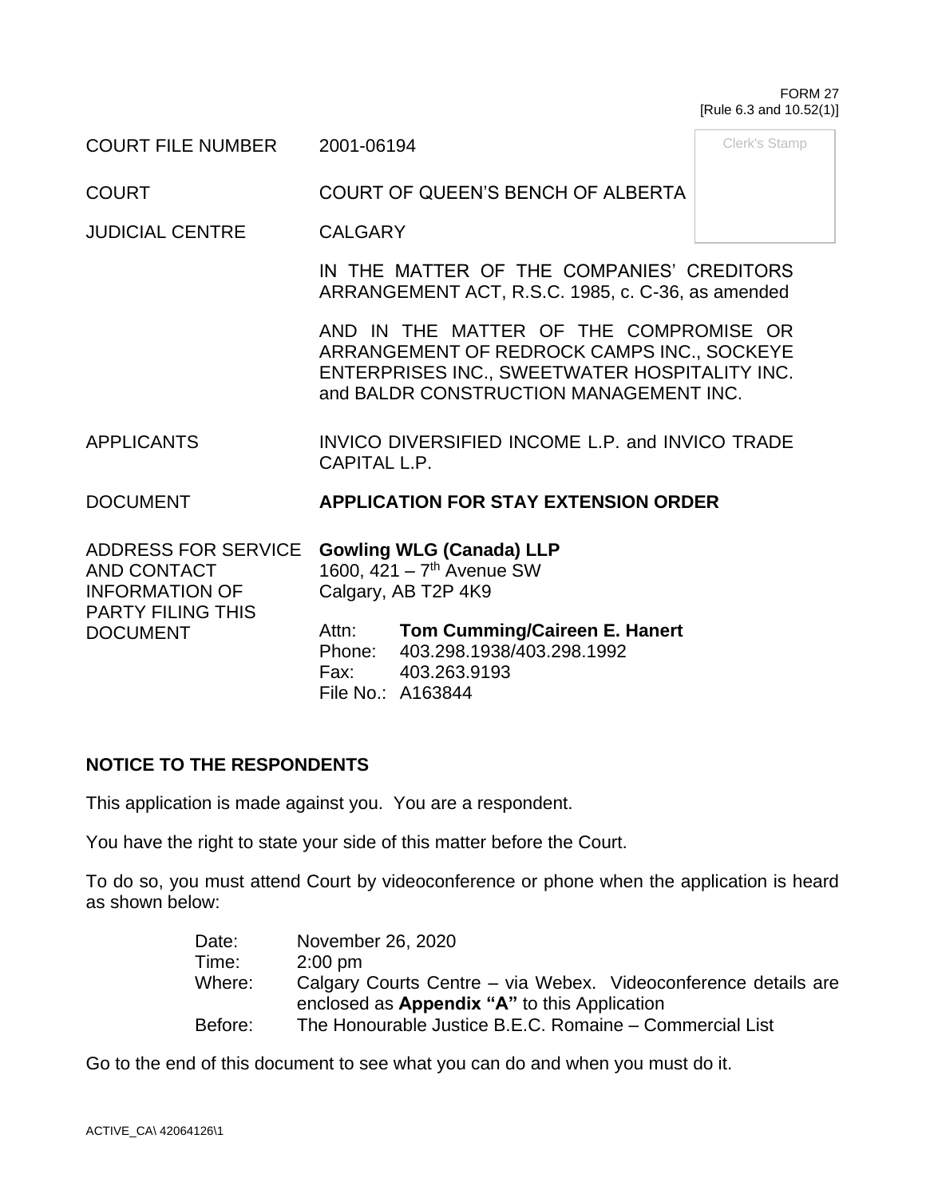FORM 27
[Rule 6.3 and 10.52(1)]

| | | |
|---|---|---|
| COURT FILE NUMBER | 2001-06194 | Clerk's Stamp |
| COURT | COURT OF QUEEN'S BENCH OF ALBERTA | |
| JUDICIAL CENTRE | CALGARY | |
| | IN THE MATTER OF THE COMPANIES' CREDITORS ARRANGEMENT ACT, R.S.C. 1985, c. C-36, as amended | |
| | AND IN THE MATTER OF THE COMPROMISE OR ARRANGEMENT OF REDROCK CAMPS INC., SOCKEYE ENTERPRISES INC., SWEETWATER HOSPITALITY INC. and BALDR CONSTRUCTION MANAGEMENT INC. | |
| APPLICANTS | INVICO DIVERSIFIED INCOME L.P. and INVICO TRADE CAPITAL L.P. | |
| DOCUMENT | **APPLICATION FOR STAY EXTENSION ORDER** | |
| ADDRESS FOR SERVICE AND CONTACT INFORMATION OF PARTY FILING THIS DOCUMENT | **Gowling WLG (Canada) LLP**<br>1600, 421 – 7th Avenue SW<br>Calgary, AB T2P 4K9<br><br>Attn: **Tom Cumming/Caireen E. Hanert**<br>Phone: 403.298.1938/403.298.1992<br>Fax: 403.263.9193<br>File No.: A163844 | |

## NOTICE TO THE RESPONDENTS

This application is made against you. You are a respondent.

You have the right to state your side of this matter before the Court.

To do so, you must attend Court by videoconference or phone when the application is heard as shown below:

| | |
|---|---|
| Date: | November 26, 2020 |
| Time: | 2:00 pm |
| Where: | Calgary Courts Centre – via Webex. Videoconference details are enclosed as **Appendix "A"** to this Application |
| Before: | The Honourable Justice B.E.C. Romaine – Commercial List |

Go to the end of this document to see what you can do and when you must do it.

ACTIVE_CA\ 42064126\1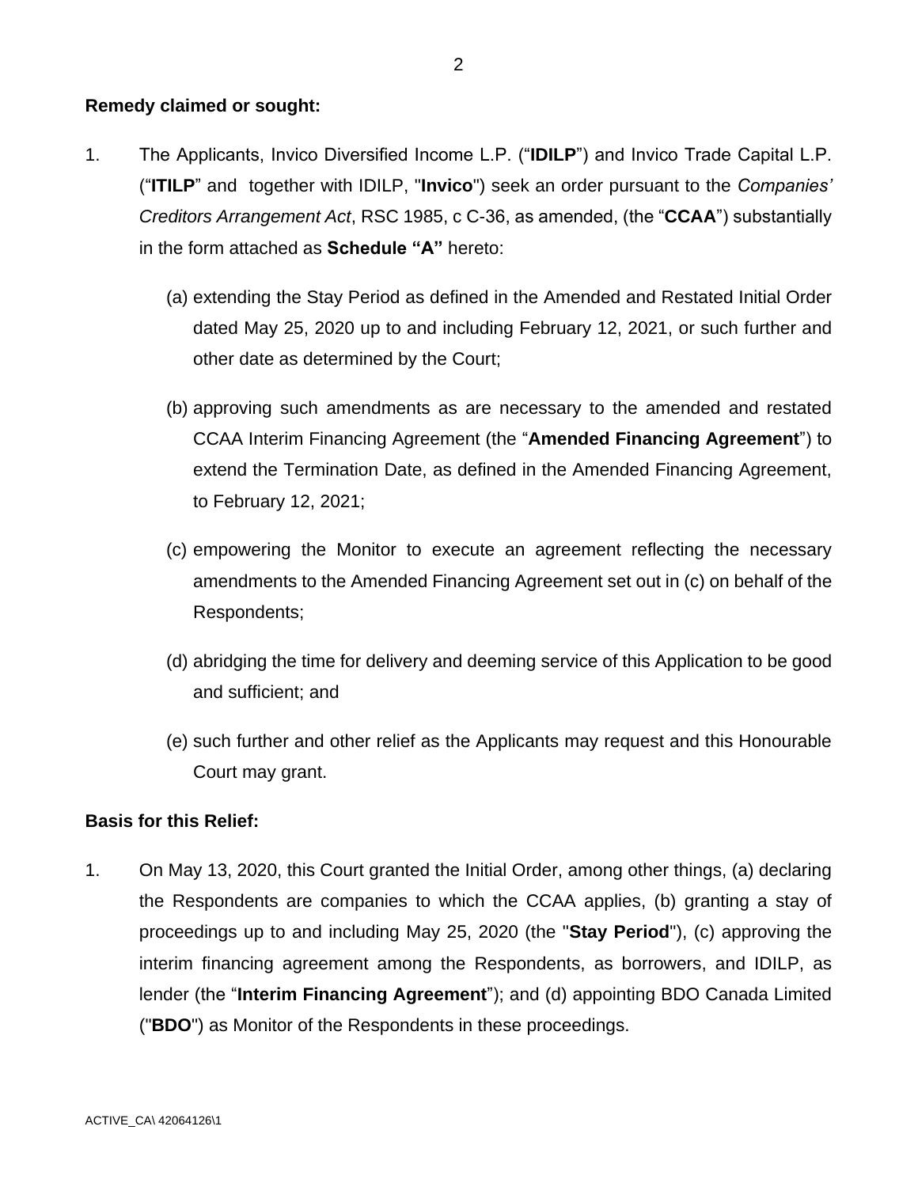**Remedy claimed or sought:**

1. The Applicants, Invico Diversified Income L.P. ("**IDILP**") and Invico Trade Capital L.P. ("**ITILP**" and together with IDILP, "**Invico**") seek an order pursuant to the *Companies' Creditors Arrangement Act*, RSC 1985, c C-36, as amended, (the "**CCAA**") substantially in the form attached as **Schedule "A"** hereto:

    (a) extending the Stay Period as defined in the Amended and Restated Initial Order dated May 25, 2020 up to and including February 12, 2021, or such further and other date as determined by the Court;

    (b) approving such amendments as are necessary to the amended and restated CCAA Interim Financing Agreement (the "**Amended Financing Agreement**") to extend the Termination Date, as defined in the Amended Financing Agreement, to February 12, 2021;

    (c) empowering the Monitor to execute an agreement reflecting the necessary amendments to the Amended Financing Agreement set out in (c) on behalf of the Respondents;

    (d) abridging the time for delivery and deeming service of this Application to be good and sufficient; and

    (e) such further and other relief as the Applicants may request and this Honourable Court may grant.

**Basis for this Relief:**

1. On May 13, 2020, this Court granted the Initial Order, among other things, (a) declaring the Respondents are companies to which the CCAA applies, (b) granting a stay of proceedings up to and including May 25, 2020 (the "**Stay Period**"), (c) approving the interim financing agreement among the Respondents, as borrowers, and IDILP, as lender (the "**Interim Financing Agreement**"); and (d) appointing BDO Canada Limited ("**BDO**") as Monitor of the Respondents in these proceedings.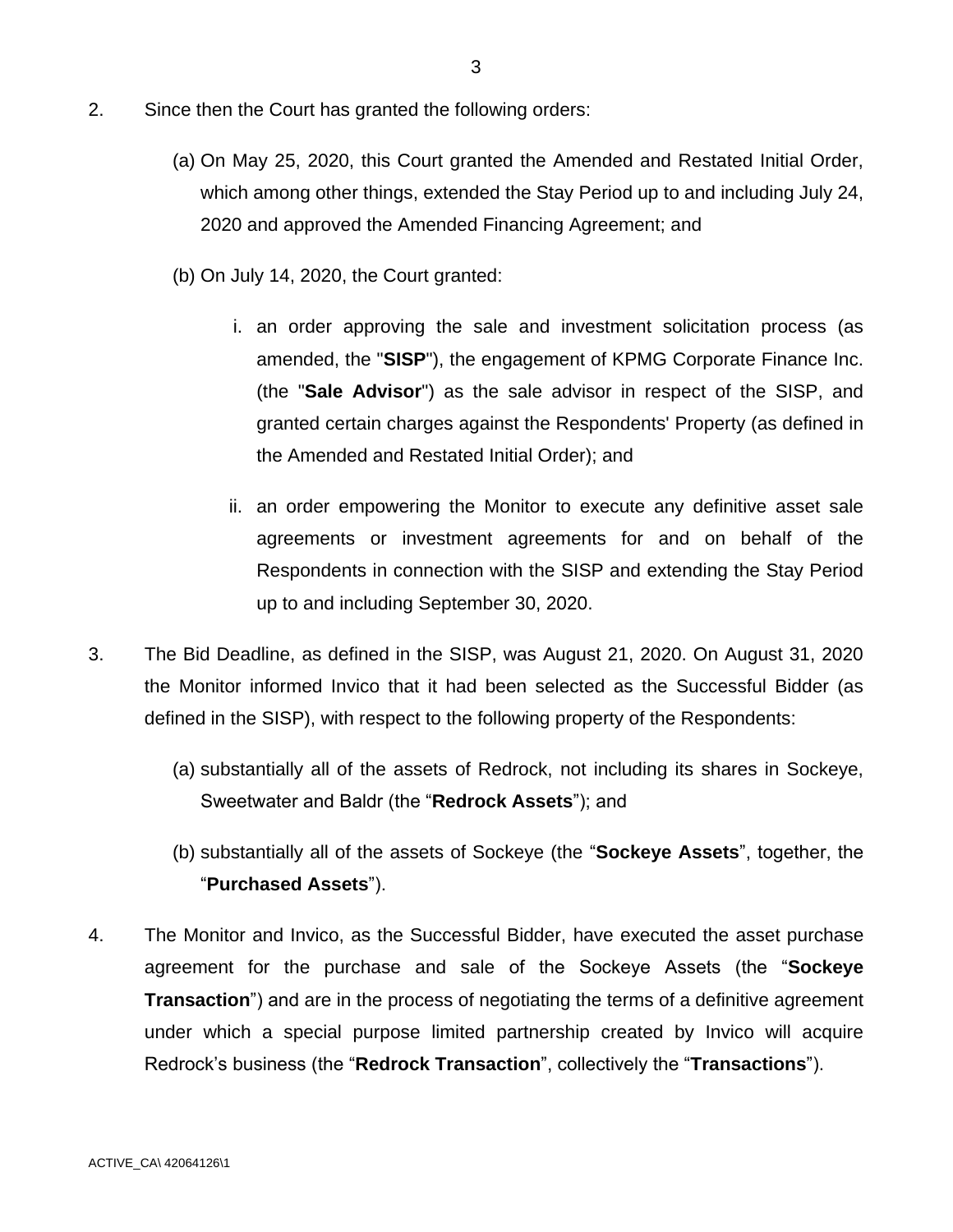2. Since then the Court has granted the following orders:

   (a) On May 25, 2020, this Court granted the Amended and Restated Initial Order, which among other things, extended the Stay Period up to and including July 24, 2020 and approved the Amended Financing Agreement; and

   (b) On July 14, 2020, the Court granted:

      i. an order approving the sale and investment solicitation process (as amended, the "**SISP**"), the engagement of KPMG Corporate Finance Inc. (the "**Sale Advisor**") as the sale advisor in respect of the SISP, and granted certain charges against the Respondents' Property (as defined in the Amended and Restated Initial Order); and

      ii. an order empowering the Monitor to execute any definitive asset sale agreements or investment agreements for and on behalf of the Respondents in connection with the SISP and extending the Stay Period up to and including September 30, 2020.

3. The Bid Deadline, as defined in the SISP, was August 21, 2020. On August 31, 2020 the Monitor informed Invico that it had been selected as the Successful Bidder (as defined in the SISP), with respect to the following property of the Respondents:

   (a) substantially all of the assets of Redrock, not including its shares in Sockeye, Sweetwater and Baldr (the "**Redrock Assets**"); and

   (b) substantially all of the assets of Sockeye (the "**Sockeye Assets**", together, the "**Purchased Assets**").

4. The Monitor and Invico, as the Successful Bidder, have executed the asset purchase agreement for the purchase and sale of the Sockeye Assets (the "**Sockeye Transaction**") and are in the process of negotiating the terms of a definitive agreement under which a special purpose limited partnership created by Invico will acquire Redrock's business (the "**Redrock Transaction**", collectively the "**Transactions**").

ACTIVE_CA\ 42064126\1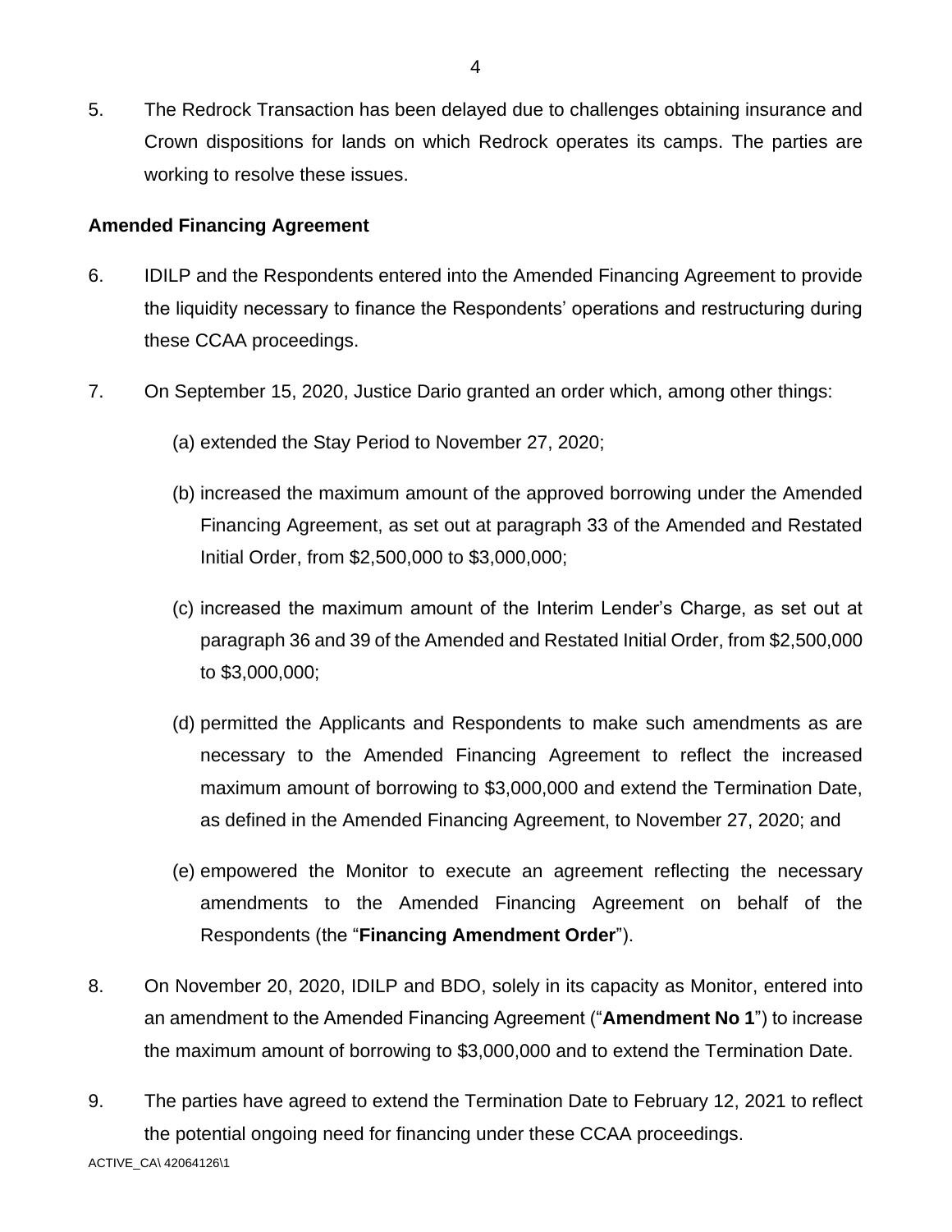5. The Redrock Transaction has been delayed due to challenges obtaining insurance and Crown dispositions for lands on which Redrock operates its camps. The parties are working to resolve these issues.

**Amended Financing Agreement**

6. IDILP and the Respondents entered into the Amended Financing Agreement to provide the liquidity necessary to finance the Respondents' operations and restructuring during these CCAA proceedings.

7. On September 15, 2020, Justice Dario granted an order which, among other things:

   (a) extended the Stay Period to November 27, 2020;

   (b) increased the maximum amount of the approved borrowing under the Amended Financing Agreement, as set out at paragraph 33 of the Amended and Restated Initial Order, from $2,500,000 to $3,000,000;

   (c) increased the maximum amount of the Interim Lender's Charge, as set out at paragraph 36 and 39 of the Amended and Restated Initial Order, from $2,500,000 to $3,000,000;

   (d) permitted the Applicants and Respondents to make such amendments as are necessary to the Amended Financing Agreement to reflect the increased maximum amount of borrowing to $3,000,000 and extend the Termination Date, as defined in the Amended Financing Agreement, to November 27, 2020; and

   (e) empowered the Monitor to execute an agreement reflecting the necessary amendments to the Amended Financing Agreement on behalf of the Respondents (the "**Financing Amendment Order**").

8. On November 20, 2020, IDILP and BDO, solely in its capacity as Monitor, entered into an amendment to the Amended Financing Agreement ("**Amendment No 1**") to increase the maximum amount of borrowing to $3,000,000 and to extend the Termination Date.

9. The parties have agreed to extend the Termination Date to February 12, 2021 to reflect the potential ongoing need for financing under these CCAA proceedings.

ACTIVE_CA\ 42064126\1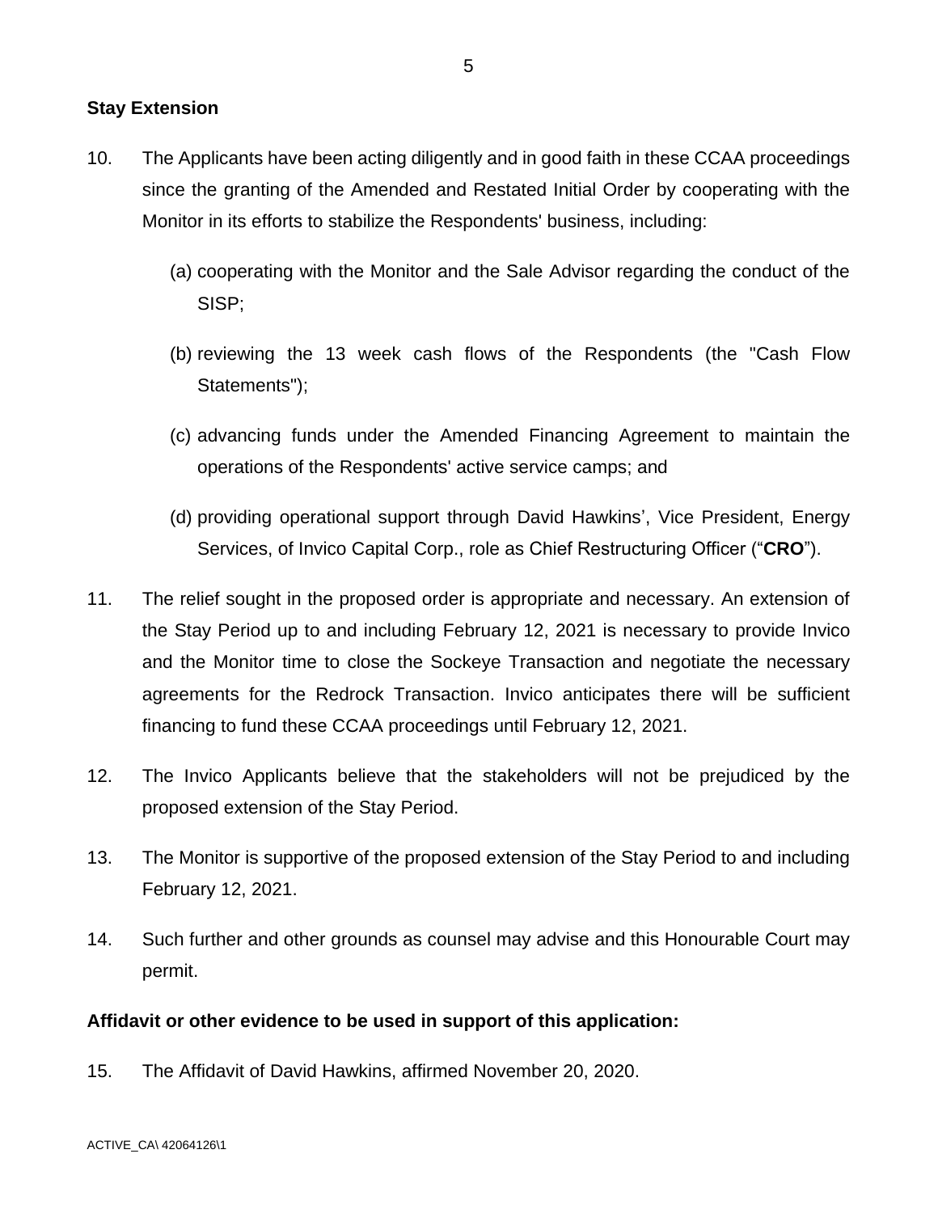**Stay Extension**

10. The Applicants have been acting diligently and in good faith in these CCAA proceedings since the granting of the Amended and Restated Initial Order by cooperating with the Monitor in its efforts to stabilize the Respondents' business, including:

    (a) cooperating with the Monitor and the Sale Advisor regarding the conduct of the SISP;

    (b) reviewing the 13 week cash flows of the Respondents (the "Cash Flow Statements");

    (c) advancing funds under the Amended Financing Agreement to maintain the operations of the Respondents' active service camps; and

    (d) providing operational support through David Hawkins', Vice President, Energy Services, of Invico Capital Corp., role as Chief Restructuring Officer ("**CRO**").

11. The relief sought in the proposed order is appropriate and necessary. An extension of the Stay Period up to and including February 12, 2021 is necessary to provide Invico and the Monitor time to close the Sockeye Transaction and negotiate the necessary agreements for the Redrock Transaction. Invico anticipates there will be sufficient financing to fund these CCAA proceedings until February 12, 2021.

12. The Invico Applicants believe that the stakeholders will not be prejudiced by the proposed extension of the Stay Period.

13. The Monitor is supportive of the proposed extension of the Stay Period to and including February 12, 2021.

14. Such further and other grounds as counsel may advise and this Honourable Court may permit.

**Affidavit or other evidence to be used in support of this application:**

15. The Affidavit of David Hawkins, affirmed November 20, 2020.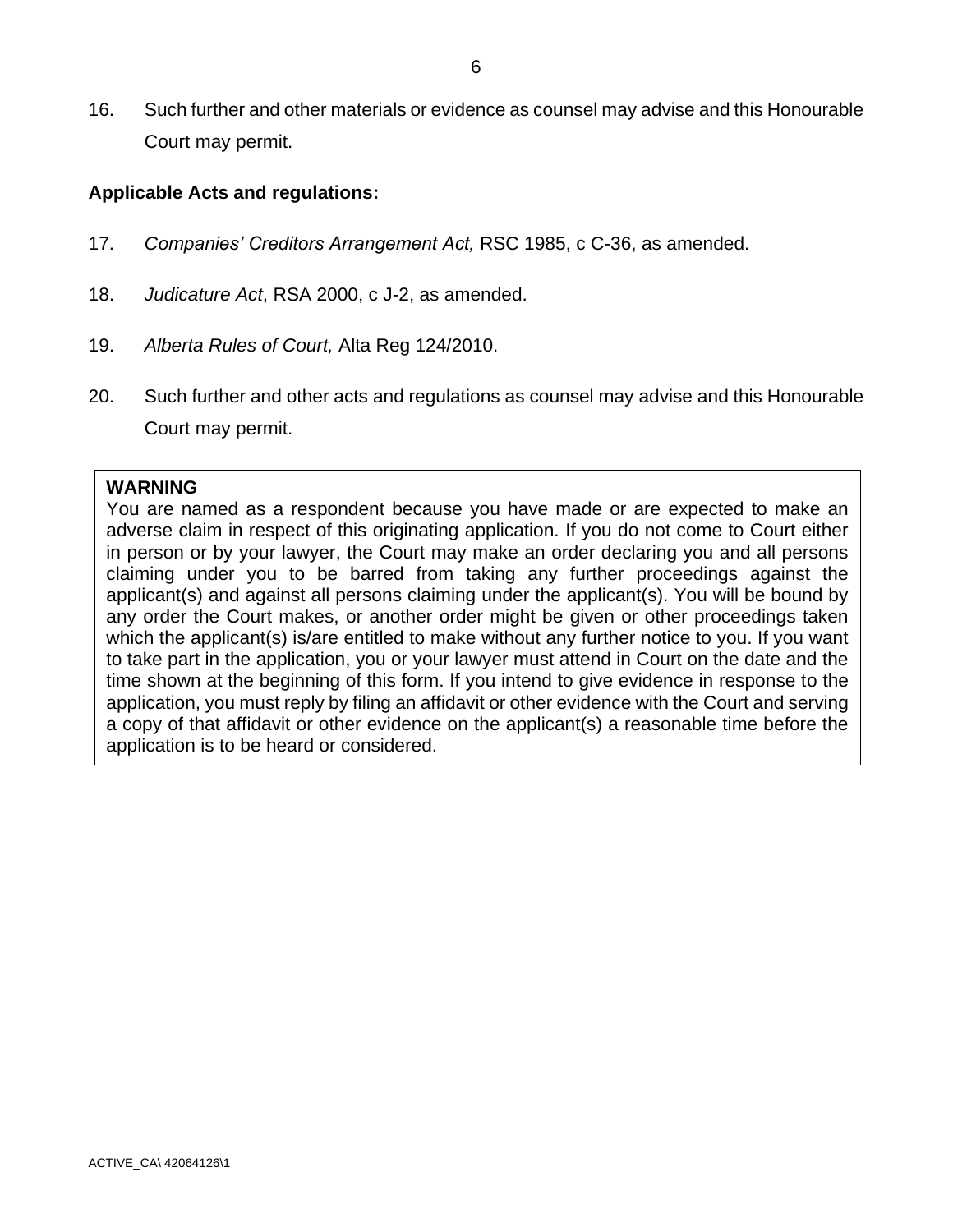16. Such further and other materials or evidence as counsel may advise and this Honourable Court may permit.

**Applicable Acts and regulations:**

17. *Companies' Creditors Arrangement Act,* RSC 1985, c C-36, as amended.

18. *Judicature Act*, RSA 2000, c J-2, as amended.

19. *Alberta Rules of Court,* Alta Reg 124/2010.

20. Such further and other acts and regulations as counsel may advise and this Honourable Court may permit.

> **WARNING**
> You are named as a respondent because you have made or are expected to make an adverse claim in respect of this originating application. If you do not come to Court either in person or by your lawyer, the Court may make an order declaring you and all persons claiming under you to be barred from taking any further proceedings against the applicant(s) and against all persons claiming under the applicant(s). You will be bound by any order the Court makes, or another order might be given or other proceedings taken which the applicant(s) is/are entitled to make without any further notice to you. If you want to take part in the application, you or your lawyer must attend in Court on the date and the time shown at the beginning of this form. If you intend to give evidence in response to the application, you must reply by filing an affidavit or other evidence with the Court and serving a copy of that affidavit or other evidence on the applicant(s) a reasonable time before the application is to be heard or considered.

ACTIVE_CA\ 42064126\1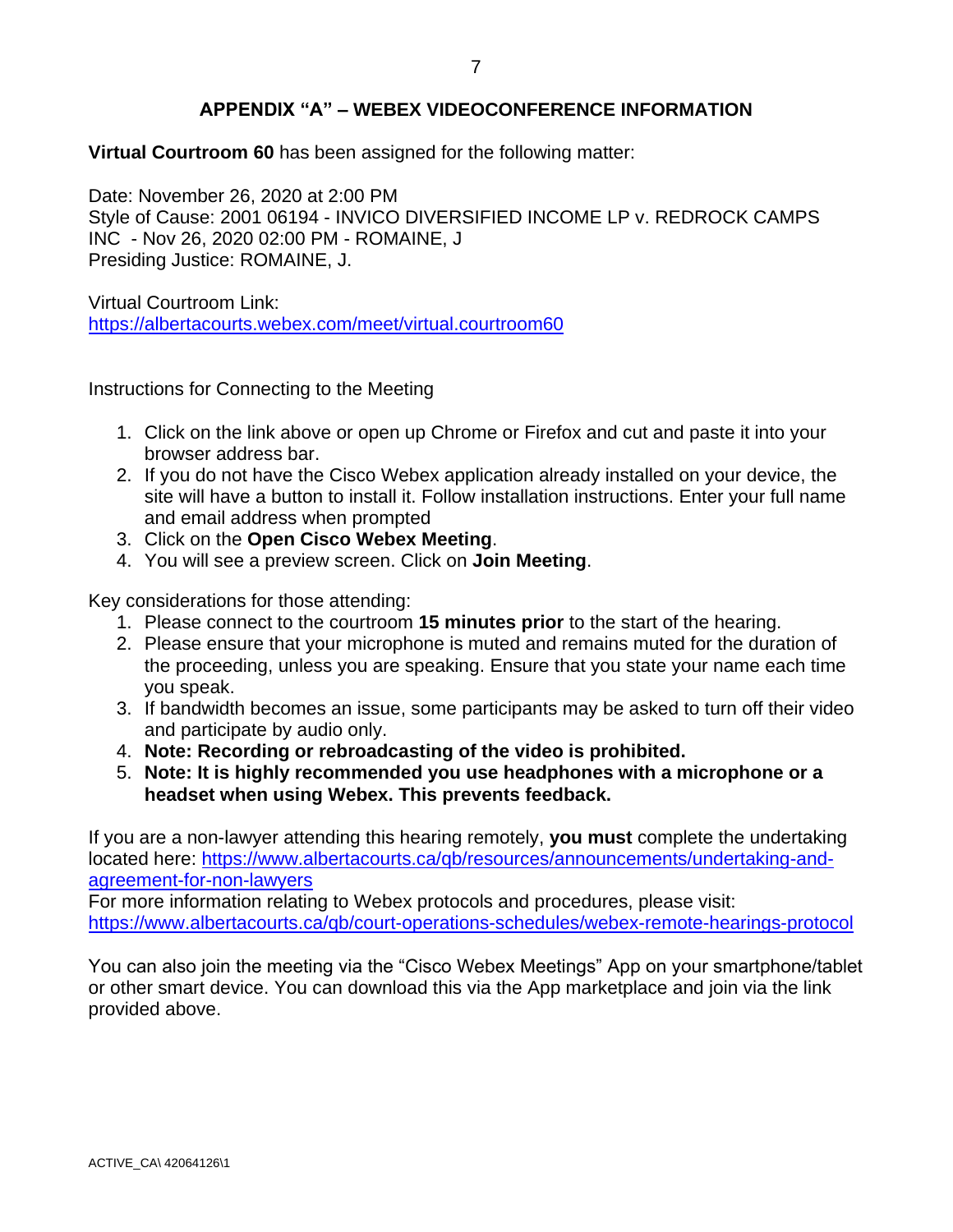## APPENDIX "A" – WEBEX VIDEOCONFERENCE INFORMATION

**Virtual Courtroom 60** has been assigned for the following matter:

Date: November 26, 2020 at 2:00 PM
Style of Cause: 2001 06194 - INVICO DIVERSIFIED INCOME LP v. REDROCK CAMPS INC - Nov 26, 2020 02:00 PM - ROMAINE, J
Presiding Justice: ROMAINE, J.

Virtual Courtroom Link:
https://albertacourts.webex.com/meet/virtual.courtroom60

Instructions for Connecting to the Meeting

1. Click on the link above or open up Chrome or Firefox and cut and paste it into your browser address bar.
2. If you do not have the Cisco Webex application already installed on your device, the site will have a button to install it. Follow installation instructions. Enter your full name and email address when prompted
3. Click on the **Open Cisco Webex Meeting**.
4. You will see a preview screen. Click on **Join Meeting**.

Key considerations for those attending:

1. Please connect to the courtroom **15 minutes prior** to the start of the hearing.
2. Please ensure that your microphone is muted and remains muted for the duration of the proceeding, unless you are speaking. Ensure that you state your name each time you speak.
3. If bandwidth becomes an issue, some participants may be asked to turn off their video and participate by audio only.
4. **Note: Recording or rebroadcasting of the video is prohibited.**
5. **Note: It is highly recommended you use headphones with a microphone or a headset when using Webex. This prevents feedback.**

If you are a non-lawyer attending this hearing remotely, **you must** complete the undertaking located here: https://www.albertacourts.ca/qb/resources/announcements/undertaking-and-agreement-for-non-lawyers
For more information relating to Webex protocols and procedures, please visit: https://www.albertacourts.ca/qb/court-operations-schedules/webex-remote-hearings-protocol

You can also join the meeting via the "Cisco Webex Meetings" App on your smartphone/tablet or other smart device. You can download this via the App marketplace and join via the link provided above.

ACTIVE_CA\ 42064126\1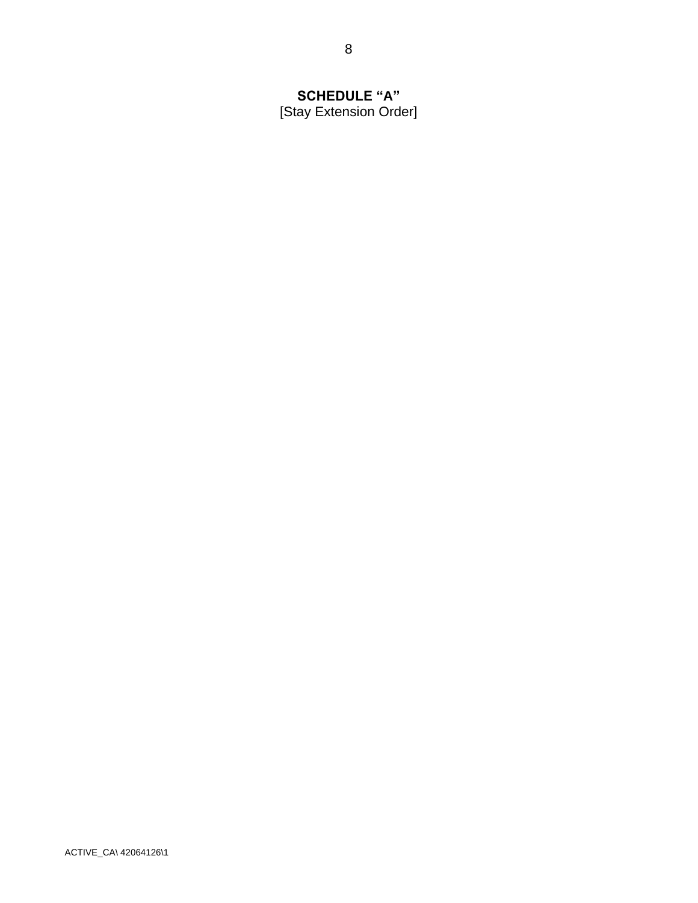# SCHEDULE "A"

[Stay Extension Order]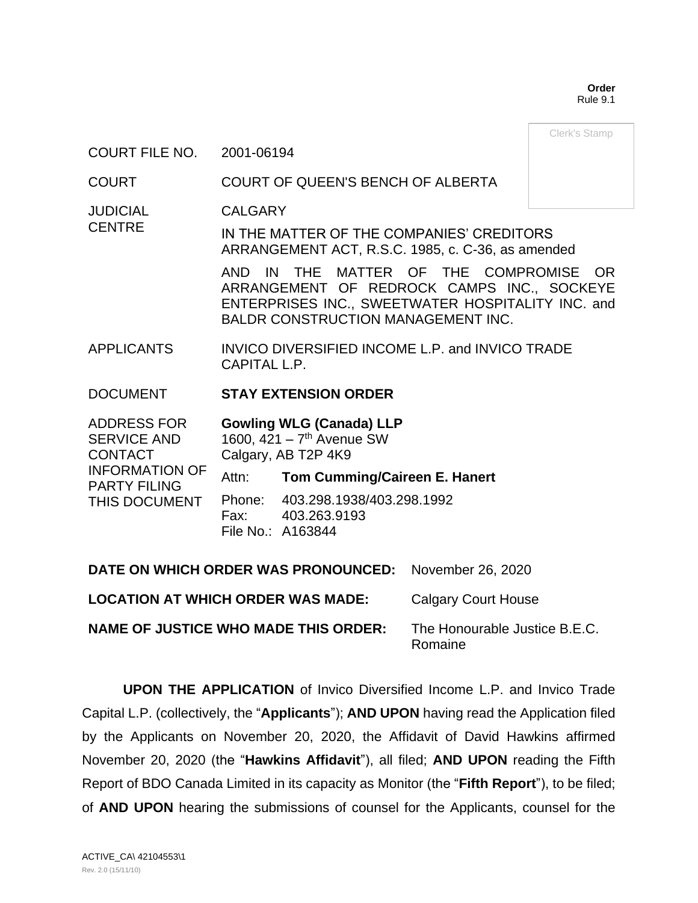**Order**
Rule 9.1

Clerk's Stamp

| | |
|---|---|
| COURT FILE NO. | 2001-06194 |
| COURT | COURT OF QUEEN'S BENCH OF ALBERTA |
| JUDICIAL CENTRE | CALGARY |
| | IN THE MATTER OF THE COMPANIES' CREDITORS ARRANGEMENT ACT, R.S.C. 1985, c. C-36, as amended |
| | AND IN THE MATTER OF THE COMPROMISE OR ARRANGEMENT OF REDROCK CAMPS INC., SOCKEYE ENTERPRISES INC., SWEETWATER HOSPITALITY INC. and BALDR CONSTRUCTION MANAGEMENT INC. |
| APPLICANTS | INVICO DIVERSIFIED INCOME L.P. and INVICO TRADE CAPITAL L.P. |
| DOCUMENT | **STAY EXTENSION ORDER** |
| ADDRESS FOR SERVICE AND CONTACT INFORMATION OF PARTY FILING THIS DOCUMENT | **Gowling WLG (Canada) LLP**<br>1600, 421 – 7th Avenue SW<br>Calgary, AB T2P 4K9<br>Attn: **Tom Cumming/Caireen E. Hanert**<br>Phone: 403.298.1938/403.298.1992<br>Fax: 403.263.9193<br>File No.: A163844 |

**DATE ON WHICH ORDER WAS PRONOUNCED:** November 26, 2020

**LOCATION AT WHICH ORDER WAS MADE:** Calgary Court House

**NAME OF JUSTICE WHO MADE THIS ORDER:** The Honourable Justice B.E.C. Romaine

**UPON THE APPLICATION** of Invico Diversified Income L.P. and Invico Trade Capital L.P. (collectively, the "**Applicants**"); **AND UPON** having read the Application filed by the Applicants on November 20, 2020, the Affidavit of David Hawkins affirmed November 20, 2020 (the "**Hawkins Affidavit**"), all filed; **AND UPON** reading the Fifth Report of BDO Canada Limited in its capacity as Monitor (the "**Fifth Report**"), to be filed; of **AND UPON** hearing the submissions of counsel for the Applicants, counsel for the

ACTIVE_CA\ 42104553\1
Rev. 2.0 (15/11/10)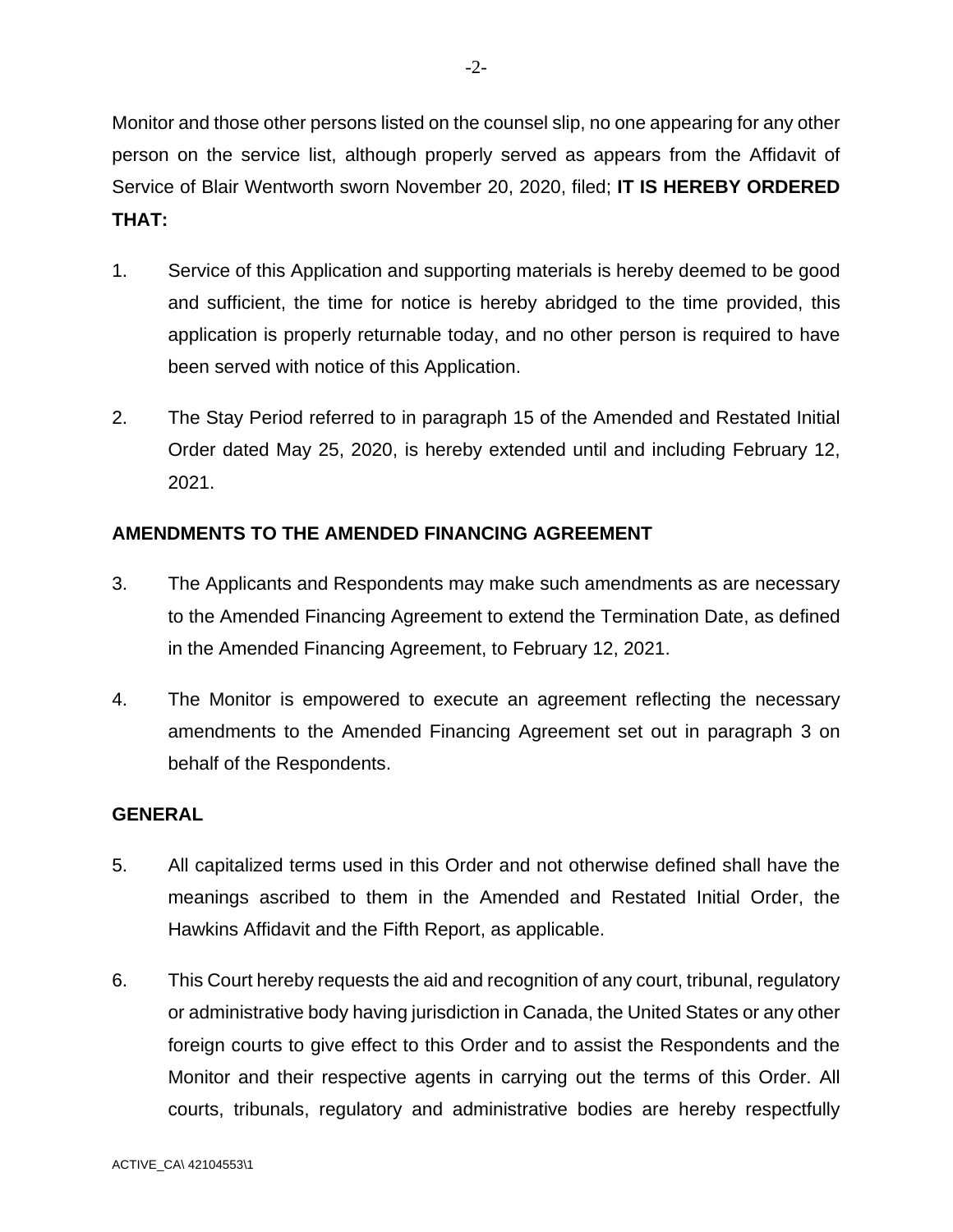Monitor and those other persons listed on the counsel slip, no one appearing for any other person on the service list, although properly served as appears from the Affidavit of Service of Blair Wentworth sworn November 20, 2020, filed; **IT IS HEREBY ORDERED THAT:**

1. Service of this Application and supporting materials is hereby deemed to be good and sufficient, the time for notice is hereby abridged to the time provided, this application is properly returnable today, and no other person is required to have been served with notice of this Application.

2. The Stay Period referred to in paragraph 15 of the Amended and Restated Initial Order dated May 25, 2020, is hereby extended until and including February 12, 2021.

**AMENDMENTS TO THE AMENDED FINANCING AGREEMENT**

3. The Applicants and Respondents may make such amendments as are necessary to the Amended Financing Agreement to extend the Termination Date, as defined in the Amended Financing Agreement, to February 12, 2021.

4. The Monitor is empowered to execute an agreement reflecting the necessary amendments to the Amended Financing Agreement set out in paragraph 3 on behalf of the Respondents.

**GENERAL**

5. All capitalized terms used in this Order and not otherwise defined shall have the meanings ascribed to them in the Amended and Restated Initial Order, the Hawkins Affidavit and the Fifth Report, as applicable.

6. This Court hereby requests the aid and recognition of any court, tribunal, regulatory or administrative body having jurisdiction in Canada, the United States or any other foreign courts to give effect to this Order and to assist the Respondents and the Monitor and their respective agents in carrying out the terms of this Order. All courts, tribunals, regulatory and administrative bodies are hereby respectfully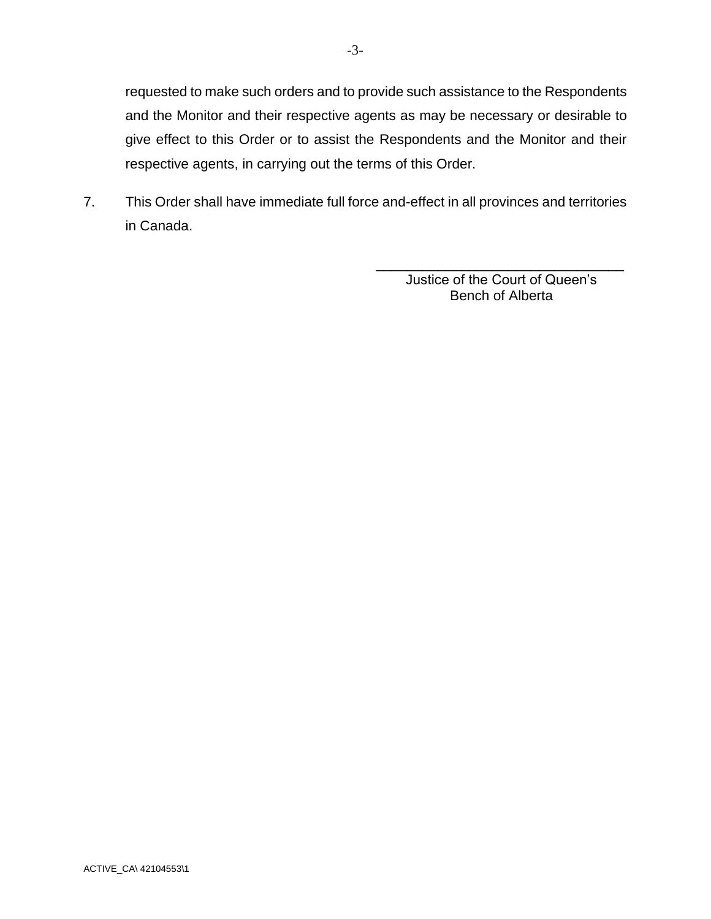requested to make such orders and to provide such assistance to the Respondents and the Monitor and their respective agents as may be necessary or desirable to give effect to this Order or to assist the Respondents and the Monitor and their respective agents, in carrying out the terms of this Order.

7. This Order shall have immediate full force and-effect in all provinces and territories in Canada.

\_\_\_\_\_\_\_\_\_\_\_\_\_\_\_\_\_\_\_\_\_\_\_\_\_\_\_\_\_\_\_\_\_\_

Justice of the Court of Queen's Bench of Alberta